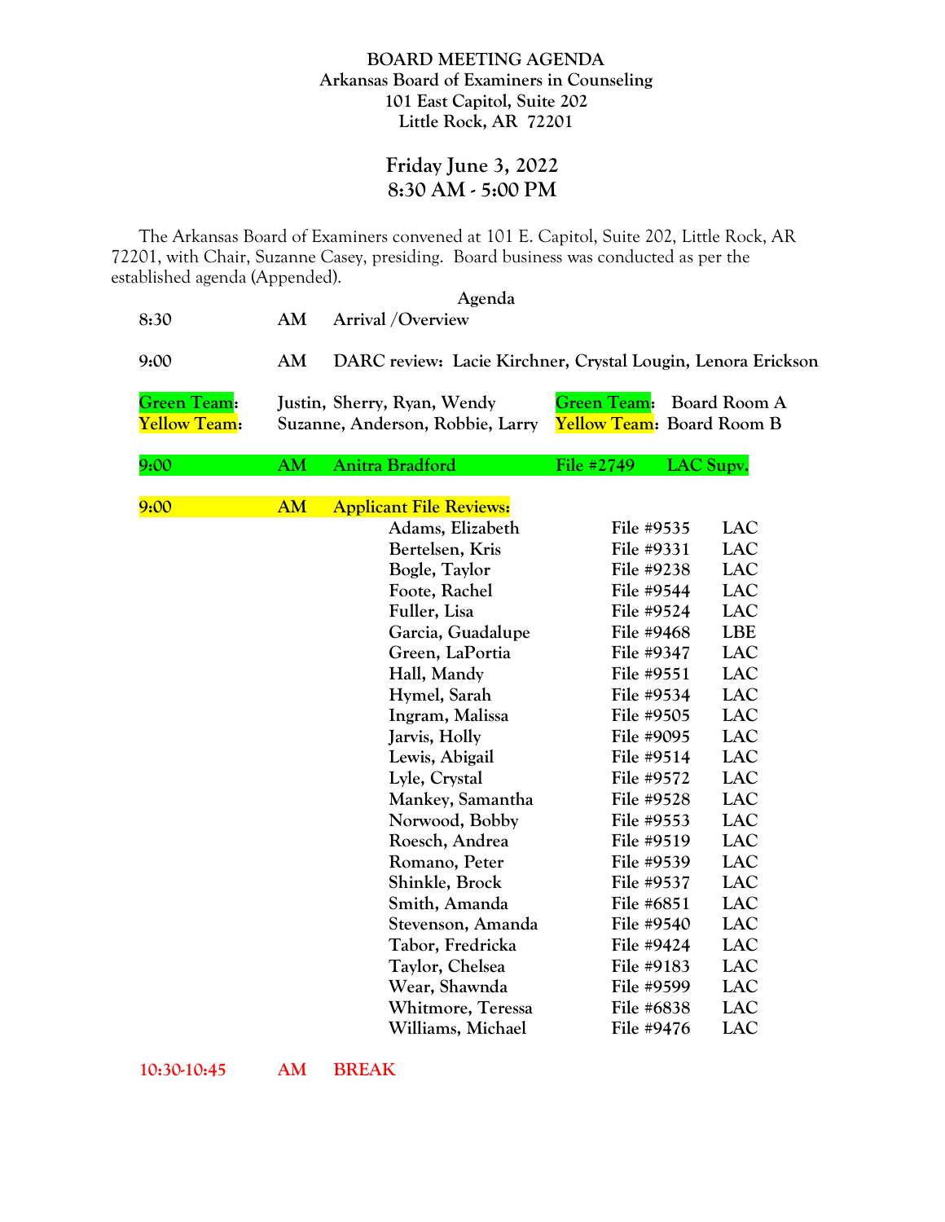**BOARD MEETING AGENDA**
**Arkansas Board of Examiners in Counseling**
**101 East Capitol, Suite 202**
**Little Rock, AR 72201**

## Friday June 3, 2022
## 8:30 AM - 5:00 PM

The Arkansas Board of Examiners convened at 101 E. Capitol, Suite 202, Little Rock, AR 72201, with Chair, Suzanne Casey, presiding. Board business was conducted as per the established agenda (Appended).

**Agenda**

**8:30 AM** Arrival /Overview

**9:00 AM** DARC review: Lacie Kirchner, Crystal Lougin, Lenora Erickson

**Green Team:** Justin, Sherry, Ryan, Wendy — **Green Team:** Board Room A
**Yellow Team:** Suzanne, Anderson, Robbie, Larry — **Yellow Team:** Board Room B

**9:00 AM** Anitra Bradford — File #2749 — LAC Supv.

**9:00 AM** **Applicant File Reviews:**

| Name | File | License |
|---|---|---|
| Adams, Elizabeth | File #9535 | LAC |
| Bertelsen, Kris | File #9331 | LAC |
| Bogle, Taylor | File #9238 | LAC |
| Foote, Rachel | File #9544 | LAC |
| Fuller, Lisa | File #9524 | LAC |
| Garcia, Guadalupe | File #9468 | LBE |
| Green, LaPortia | File #9347 | LAC |
| Hall, Mandy | File #9551 | LAC |
| Hymel, Sarah | File #9534 | LAC |
| Ingram, Malissa | File #9505 | LAC |
| Jarvis, Holly | File #9095 | LAC |
| Lewis, Abigail | File #9514 | LAC |
| Lyle, Crystal | File #9572 | LAC |
| Mankey, Samantha | File #9528 | LAC |
| Norwood, Bobby | File #9553 | LAC |
| Roesch, Andrea | File #9519 | LAC |
| Romano, Peter | File #9539 | LAC |
| Shinkle, Brock | File #9537 | LAC |
| Smith, Amanda | File #6851 | LAC |
| Stevenson, Amanda | File #9540 | LAC |
| Tabor, Fredricka | File #9424 | LAC |
| Taylor, Chelsea | File #9183 | LAC |
| Wear, Shawnda | File #9599 | LAC |
| Whitmore, Teressa | File #6838 | LAC |
| Williams, Michael | File #9476 | LAC |

**10:30-10:45 AM BREAK**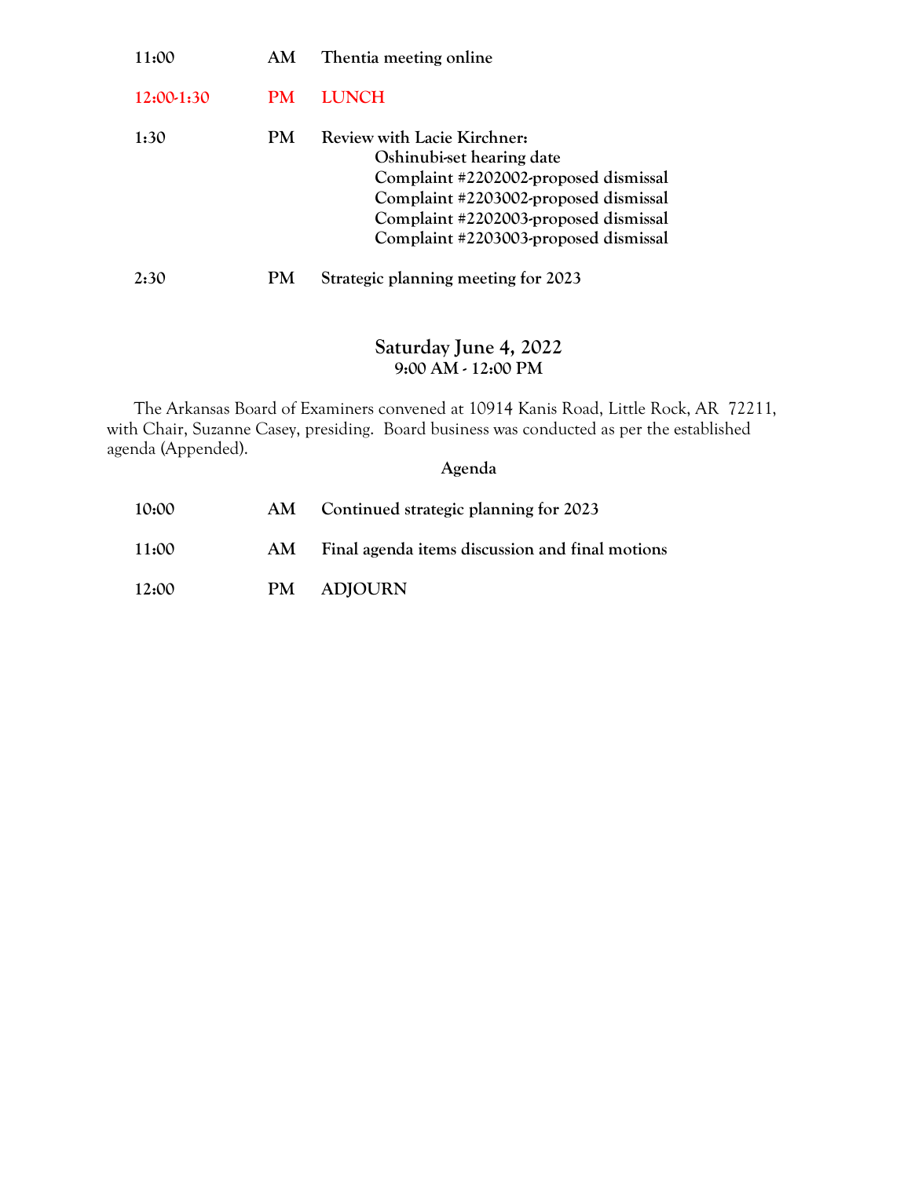| | | |
|---|---|---|
| 11:00 | AM | **Thentia meeting online** |
| 12:00-1:30 | PM | **LUNCH** |
| 1:30 | PM | **Review with Lacie Kirchner:**<br>Oshinubi-set hearing date<br>Complaint #2202002-proposed dismissal<br>Complaint #2203002-proposed dismissal<br>Complaint #2202003-proposed dismissal<br>Complaint #2203003-proposed dismissal |
| 2:30 | PM | **Strategic planning meeting for 2023** |

## Saturday June 4, 2022
**9:00 AM - 12:00 PM**

The Arkansas Board of Examiners convened at 10914 Kanis Road, Little Rock, AR 72211, with Chair, Suzanne Casey, presiding. Board business was conducted as per the established agenda (Appended).

**Agenda**

| | | |
|---|---|---|
| 10:00 | AM | **Continued strategic planning for 2023** |
| 11:00 | AM | **Final agenda items discussion and final motions** |
| 12:00 | PM | **ADJOURN** |